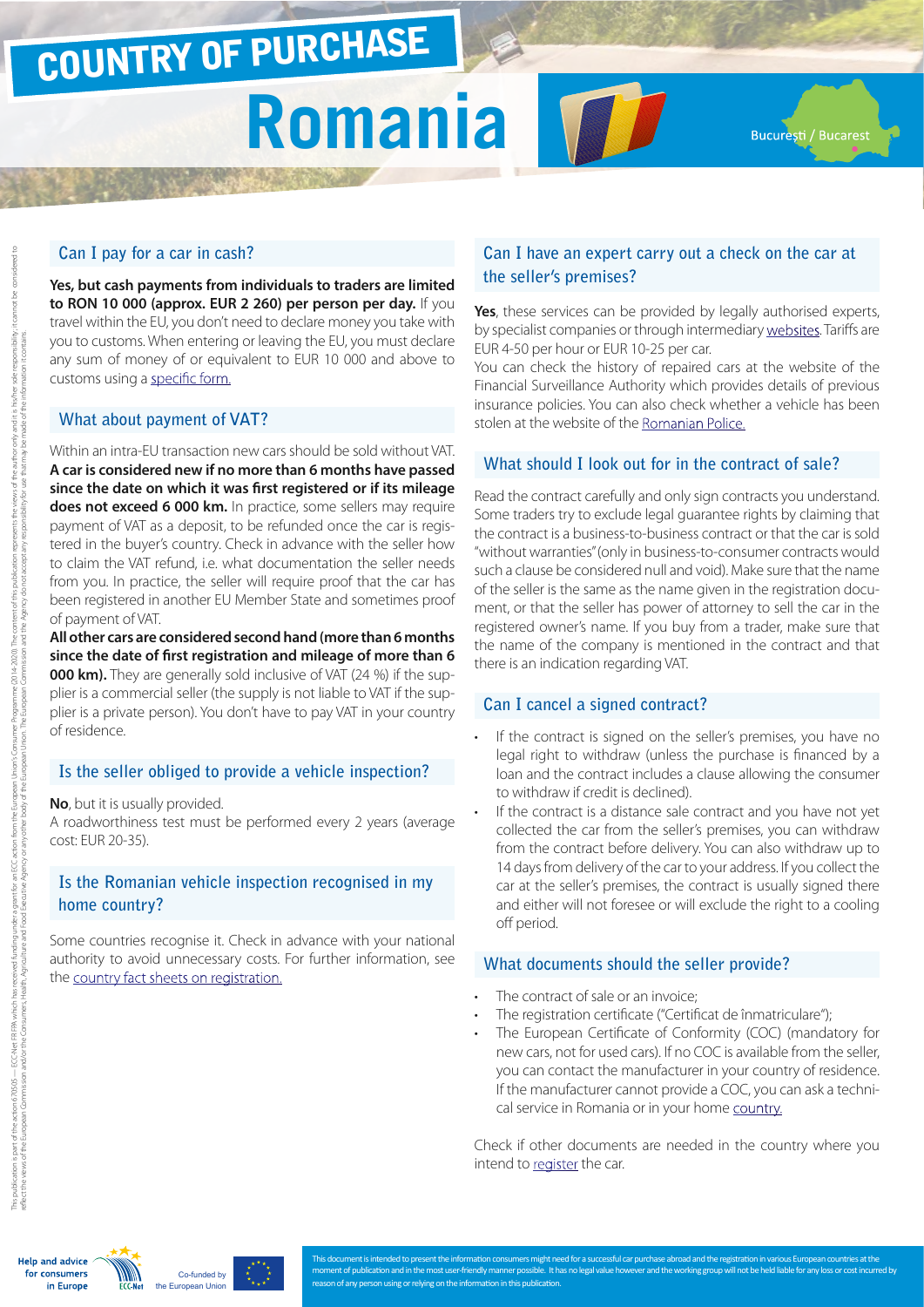# COUNTRY OF PURCHASE

# Romania

București / Bucarest

## Can I pay for a car in cash?

**Yes, but cash payments from individuals to traders are limited to RON 10 000 (approx. EUR 2 260) per person per day.** If you travel within the EU, you don't need to declare money you take with you to customs. When entering or leaving the EU, you must declare any sum of money of or equivalent to EUR 10 000 and above to customs using a specific form.

## What about payment of VAT?

Within an intra-EU transaction new cars should be sold without VAT. **A car is considered new if no more than 6 months have passed since the date on which it was first registered or if its mileage does not exceed 6 000 km.** In practice, some sellers may require payment of VAT as a deposit, to be refunded once the car is registered in the buyer's country. Check in advance with the seller how to claim the VAT refund, i.e. what documentation the seller needs from you. In practice, the seller will require proof that the car has been registered in another EU Member State and sometimes proof of payment of VAT.

**All other cars are considered second hand (more than 6 months since the date of first registration and mileage of more than 6 000 km).** They are generally sold inclusive of VAT (24 %) if the supplier is a commercial seller (the supply is not liable to VAT if the supplier is a private person). You don't have to pay VAT in your country of residence.

## Is the seller obliged to provide a vehicle inspection?

**No**, but it is usually provided.

A roadworthiness test must be performed every 2 years (average cost: EUR 20-35).

## Is the Romanian vehicle inspection recognised in my home country?

Some countries recognise it. Check in advance with your national authority to avoid unnecessary costs. For further information, see the country fact sheets on registration.

## Can I have an expert carry out a check on the car at the seller's premises?

**Yes**, these services can be provided by legally authorised experts, by specialist companies or through intermediary websites. Tariffs are EUR 4-50 per hour or EUR 10-25 per car.

You can check the history of repaired cars at the website of the Financial Surveillance Authority which provides details of previous insurance policies. You can also check whether a vehicle has been stolen at the website of the Romanian Police.

## What should I look out for in the contract of sale?

Read the contract carefully and only sign contracts you understand. Some traders try to exclude legal guarantee rights by claiming that the contract is a business-to-business contract or that the car is sold "without warranties" (only in business-to-consumer contracts would such a clause be considered null and void). Make sure that the name of the seller is the same as the name given in the registration document, or that the seller has power of attorney to sell the car in the registered owner's name. If you buy from a trader, make sure that the name of the company is mentioned in the contract and that there is an indication regarding VAT.

## Can I cancel a signed contract?

- If the contract is signed on the seller's premises, you have no legal right to withdraw (unless the purchase is financed by a loan and the contract includes a clause allowing the consumer to withdraw if credit is declined).
- If the contract is a distance sale contract and you have not yet collected the car from the seller's premises, you can withdraw from the contract before delivery. You can also withdraw up to 14 days from delivery of the car to your address. If you collect the car at the seller's premises, the contract is usually signed there and either will not foresee or will exclude the right to a cooling off period.

## What documents should the seller provide?

- The contract of sale or an invoice;
- The registration certificate ("Certificat de înmatriculare");
- The European Certificate of Conformity (COC) (mandatory for new cars, not for used cars). If no COC is available from the seller, you can contact the manufacturer in your country of residence. If the manufacturer cannot provide a COC, you can ask a technical service in Romania or in your home country.

Check if other documents are needed in the country where you intend to register the car.

This document is intended to present the information consumers might need for a successful car purchase abroad and the registration in various European countries at the moment of publication and in the most user-friendly manner possible. It has no legal value however and the working group will not be held liable for any loss or cost incurred by reason of any person using or relying on the information in this publication.

Help and advice for consumers in Europe — ECC-Net — Co-funded by the European Union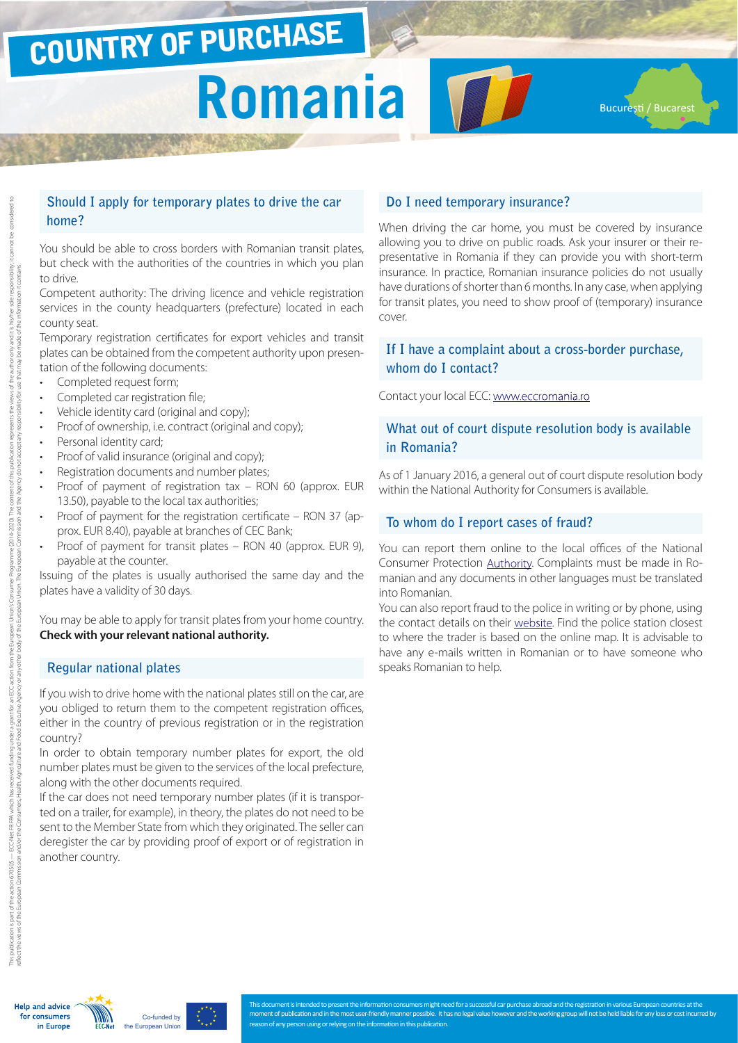# COUNTRY OF PURCHASE

# Romania

București / Bucarest

## Should I apply for temporary plates to drive the car home?

You should be able to cross borders with Romanian transit plates, but check with the authorities of the countries in which you plan to drive.

Competent authority: The driving licence and vehicle registration services in the county headquarters (prefecture) located in each county seat.

Temporary registration certificates for export vehicles and transit plates can be obtained from the competent authority upon presentation of the following documents:

- Completed request form;
- Completed car registration file;
- Vehicle identity card (original and copy);
- Proof of ownership, i.e. contract (original and copy);
- Personal identity card;
- Proof of valid insurance (original and copy);
- Registration documents and number plates;
- Proof of payment of registration tax – RON 60 (approx. EUR 13.50), payable to the local tax authorities;
- Proof of payment for the registration certificate – RON 37 (approx. EUR 8.40), payable at branches of CEC Bank;
- Proof of payment for transit plates – RON 40 (approx. EUR 9), payable at the counter.

Issuing of the plates is usually authorised the same day and the plates have a validity of 30 days.

You may be able to apply for transit plates from your home country. **Check with your relevant national authority.**

## Regular national plates

If you wish to drive home with the national plates still on the car, are you obliged to return them to the competent registration offices, either in the country of previous registration or in the registration country?

In order to obtain temporary number plates for export, the old number plates must be given to the services of the local prefecture, along with the other documents required.

If the car does not need temporary number plates (if it is transported on a trailer, for example), in theory, the plates do not need to be sent to the Member State from which they originated. The seller can deregister the car by providing proof of export or of registration in another country.

## Do I need temporary insurance?

When driving the car home, you must be covered by insurance allowing you to drive on public roads. Ask your insurer or their representative in Romania if they can provide you with short-term insurance. In practice, Romanian insurance policies do not usually have durations of shorter than 6 months. In any case, when applying for transit plates, you need to show proof of (temporary) insurance cover.

## If I have a complaint about a cross-border purchase, whom do I contact?

Contact your local ECC: www.eccromania.ro

## What out of court dispute resolution body is available in Romania?

As of 1 January 2016, a general out of court dispute resolution body within the National Authority for Consumers is available.

## To whom do I report cases of fraud?

You can report them online to the local offices of the National Consumer Protection Authority. Complaints must be made in Romanian and any documents in other languages must be translated into Romanian.

You can also report fraud to the police in writing or by phone, using the contact details on their website. Find the police station closest to where the trader is based on the online map. It is advisable to have any e-mails written in Romanian or to have someone who speaks Romanian to help.

This publication is part of the action 670505 — ECC-Net FR FPA which has received funding under a grant for an ECC action from the European Union's Consumer Programme (2014-2020). The content of this publication represents the views of the author only and it is his/her sole responsibility; it cannot be considered to reflect the views of the European Commission and/or the Consumers, Health, Agriculture and Food Executive Agency or any other body of the European Union. The European Commission and the Agency do not accept any responsibility for use that may be made of the information it contains.

Help and advice for consumers in Europe — ECC-Net — Co-funded by the European Union

This document is intended to present the information consumers might need for a successful car purchase abroad and the registration in various European countries at the moment of publication and in the most user-friendly manner possible. It has no legal value however and the working group will not be held liable for any loss or cost incurred by reason of any person using or relying on the information in this publication.